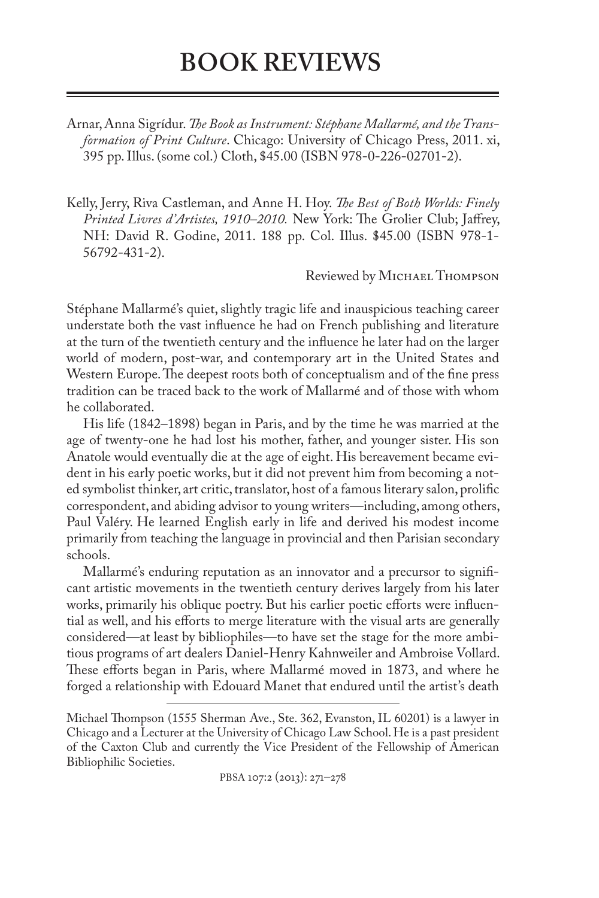# BOOK REVIEWS

Arnar, Anna Sigrídur. *The Book as Instrument: Stéphane Mallarmé, and the Transformation of Print Culture*. Chicago: University of Chicago Press, 2011. xi, 395 pp. Illus. (some col.) Cloth, $45.00 (ISBN 978-0-226-02701-2).

Kelly, Jerry, Riva Castleman, and Anne H. Hoy. *The Best of Both Worlds: Finely Printed Livres d'Artistes, 1910–2010.* New York: The Grolier Club; Jaffrey, NH: David R. Godine, 2011. 188 pp. Col. Illus. $45.00 (ISBN 978-1-56792-431-2).

Reviewed by Michael Thompson

Stéphane Mallarmé's quiet, slightly tragic life and inauspicious teaching career understate both the vast influence he had on French publishing and literature at the turn of the twentieth century and the influence he later had on the larger world of modern, post-war, and contemporary art in the United States and Western Europe. The deepest roots both of conceptualism and of the fine press tradition can be traced back to the work of Mallarmé and of those with whom he collaborated.

His life (1842–1898) began in Paris, and by the time he was married at the age of twenty-one he had lost his mother, father, and younger sister. His son Anatole would eventually die at the age of eight. His bereavement became evident in his early poetic works, but it did not prevent him from becoming a noted symbolist thinker, art critic, translator, host of a famous literary salon, prolific correspondent, and abiding advisor to young writers—including, among others, Paul Valéry. He learned English early in life and derived his modest income primarily from teaching the language in provincial and then Parisian secondary schools.

Mallarmé's enduring reputation as an innovator and a precursor to significant artistic movements in the twentieth century derives largely from his later works, primarily his oblique poetry. But his earlier poetic efforts were influential as well, and his efforts to merge literature with the visual arts are generally considered—at least by bibliophiles—to have set the stage for the more ambitious programs of art dealers Daniel-Henry Kahnweiler and Ambroise Vollard. These efforts began in Paris, where Mallarmé moved in 1873, and where he forged a relationship with Edouard Manet that endured until the artist's death

Michael Thompson (1555 Sherman Ave., Ste. 362, Evanston, IL 60201) is a lawyer in Chicago and a Lecturer at the University of Chicago Law School. He is a past president of the Caxton Club and currently the Vice President of the Fellowship of American Bibliophilic Societies.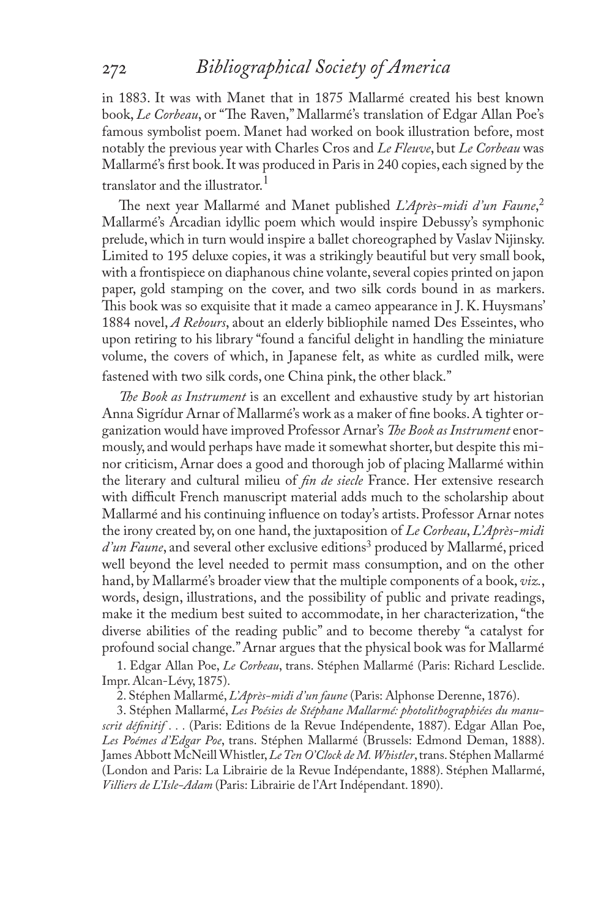in 1883. It was with Manet that in 1875 Mallarmé created his best known book, *Le Corbeau*, or "The Raven," Mallarmé's translation of Edgar Allan Poe's famous symbolist poem. Manet had worked on book illustration before, most notably the previous year with Charles Cros and *Le Fleuve*, but *Le Corbeau* was Mallarmé's first book. It was produced in Paris in 240 copies, each signed by the translator and the illustrator.[1]

The next year Mallarmé and Manet published *L'Après-midi d'un Faune*,[2] Mallarmé's Arcadian idyllic poem which would inspire Debussy's symphonic prelude, which in turn would inspire a ballet choreographed by Vaslav Nijinsky. Limited to 195 deluxe copies, it was a strikingly beautiful but very small book, with a frontispiece on diaphanous chine volante, several copies printed on japon paper, gold stamping on the cover, and two silk cords bound in as markers. This book was so exquisite that it made a cameo appearance in J. K. Huysmans' 1884 novel, *A Rebours*, about an elderly bibliophile named Des Esseintes, who upon retiring to his library "found a fanciful delight in handling the miniature volume, the covers of which, in Japanese felt, as white as curdled milk, were fastened with two silk cords, one China pink, the other black."

*The Book as Instrument* is an excellent and exhaustive study by art historian Anna Sigrídur Arnar of Mallarmé's work as a maker of fine books. A tighter organization would have improved Professor Arnar's *The Book as Instrument* enormously, and would perhaps have made it somewhat shorter, but despite this minor criticism, Arnar does a good and thorough job of placing Mallarmé within the literary and cultural milieu of *fin de siecle* France. Her extensive research with difficult French manuscript material adds much to the scholarship about Mallarmé and his continuing influence on today's artists. Professor Arnar notes the irony created by, on one hand, the juxtaposition of *Le Corbeau*, *L'Après-midi d'un Faune*, and several other exclusive editions[3] produced by Mallarmé, priced well beyond the level needed to permit mass consumption, and on the other hand, by Mallarmé's broader view that the multiple components of a book, *viz.*, words, design, illustrations, and the possibility of public and private readings, make it the medium best suited to accommodate, in her characterization, "the diverse abilities of the reading public" and to become thereby "a catalyst for profound social change." Arnar argues that the physical book was for Mallarmé

1. Edgar Allan Poe, *Le Corbeau*, trans. Stéphen Mallarmé (Paris: Richard Lesclide. Impr. Alcan-Lévy, 1875).

2. Stéphen Mallarmé, *L'Après-midi d'un faune* (Paris: Alphonse Derenne, 1876).

3. Stéphen Mallarmé, *Les Poésies de Stéphane Mallarmé: photolithographiées du manuscrit définitif . . .* (Paris: Editions de la Revue Indépendente, 1887). Edgar Allan Poe, *Les Poémes d'Edgar Poe*, trans. Stéphen Mallarmé (Brussels: Edmond Deman, 1888). James Abbott McNeill Whistler, *Le Ten O'Clock de M. Whistler*, trans. Stéphen Mallarmé (London and Paris: La Librairie de la Revue Indépendante, 1888). Stéphen Mallarmé, *Villiers de L'Isle-Adam* (Paris: Librairie de l'Art Indépendant. 1890).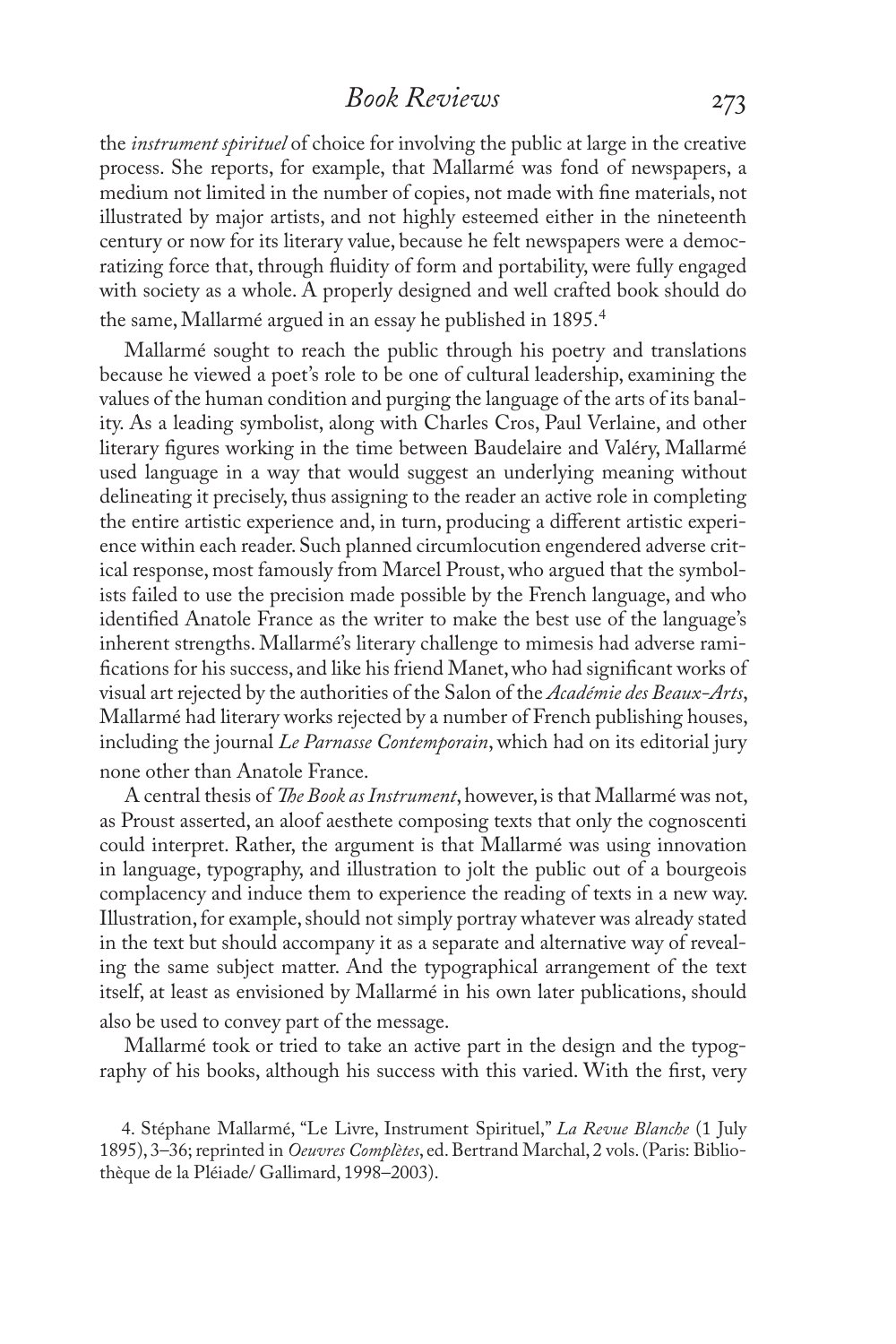the *instrument spirituel* of choice for involving the public at large in the creative process. She reports, for example, that Mallarmé was fond of newspapers, a medium not limited in the number of copies, not made with fine materials, not illustrated by major artists, and not highly esteemed either in the nineteenth century or now for its literary value, because he felt newspapers were a democratizing force that, through fluidity of form and portability, were fully engaged with society as a whole. A properly designed and well crafted book should do the same, Mallarmé argued in an essay he published in 1895.[4]

Mallarmé sought to reach the public through his poetry and translations because he viewed a poet's role to be one of cultural leadership, examining the values of the human condition and purging the language of the arts of its banality. As a leading symbolist, along with Charles Cros, Paul Verlaine, and other literary figures working in the time between Baudelaire and Valéry, Mallarmé used language in a way that would suggest an underlying meaning without delineating it precisely, thus assigning to the reader an active role in completing the entire artistic experience and, in turn, producing a different artistic experience within each reader. Such planned circumlocution engendered adverse critical response, most famously from Marcel Proust, who argued that the symbolists failed to use the precision made possible by the French language, and who identified Anatole France as the writer to make the best use of the language's inherent strengths. Mallarmé's literary challenge to mimesis had adverse ramifications for his success, and like his friend Manet, who had significant works of visual art rejected by the authorities of the Salon of the *Académie des Beaux-Arts*, Mallarmé had literary works rejected by a number of French publishing houses, including the journal *Le Parnasse Contemporain*, which had on its editorial jury none other than Anatole France.

A central thesis of *The Book as Instrument*, however, is that Mallarmé was not, as Proust asserted, an aloof aesthete composing texts that only the cognoscenti could interpret. Rather, the argument is that Mallarmé was using innovation in language, typography, and illustration to jolt the public out of a bourgeois complacency and induce them to experience the reading of texts in a new way. Illustration, for example, should not simply portray whatever was already stated in the text but should accompany it as a separate and alternative way of revealing the same subject matter. And the typographical arrangement of the text itself, at least as envisioned by Mallarmé in his own later publications, should also be used to convey part of the message.

Mallarmé took or tried to take an active part in the design and the typography of his books, although his success with this varied. With the first, very

4. Stéphane Mallarmé, "Le Livre, Instrument Spirituel," *La Revue Blanche* (1 July 1895), 3–36; reprinted in *Oeuvres Complètes*, ed. Bertrand Marchal, 2 vols. (Paris: Bibliothèque de la Pléiade/ Gallimard, 1998–2003).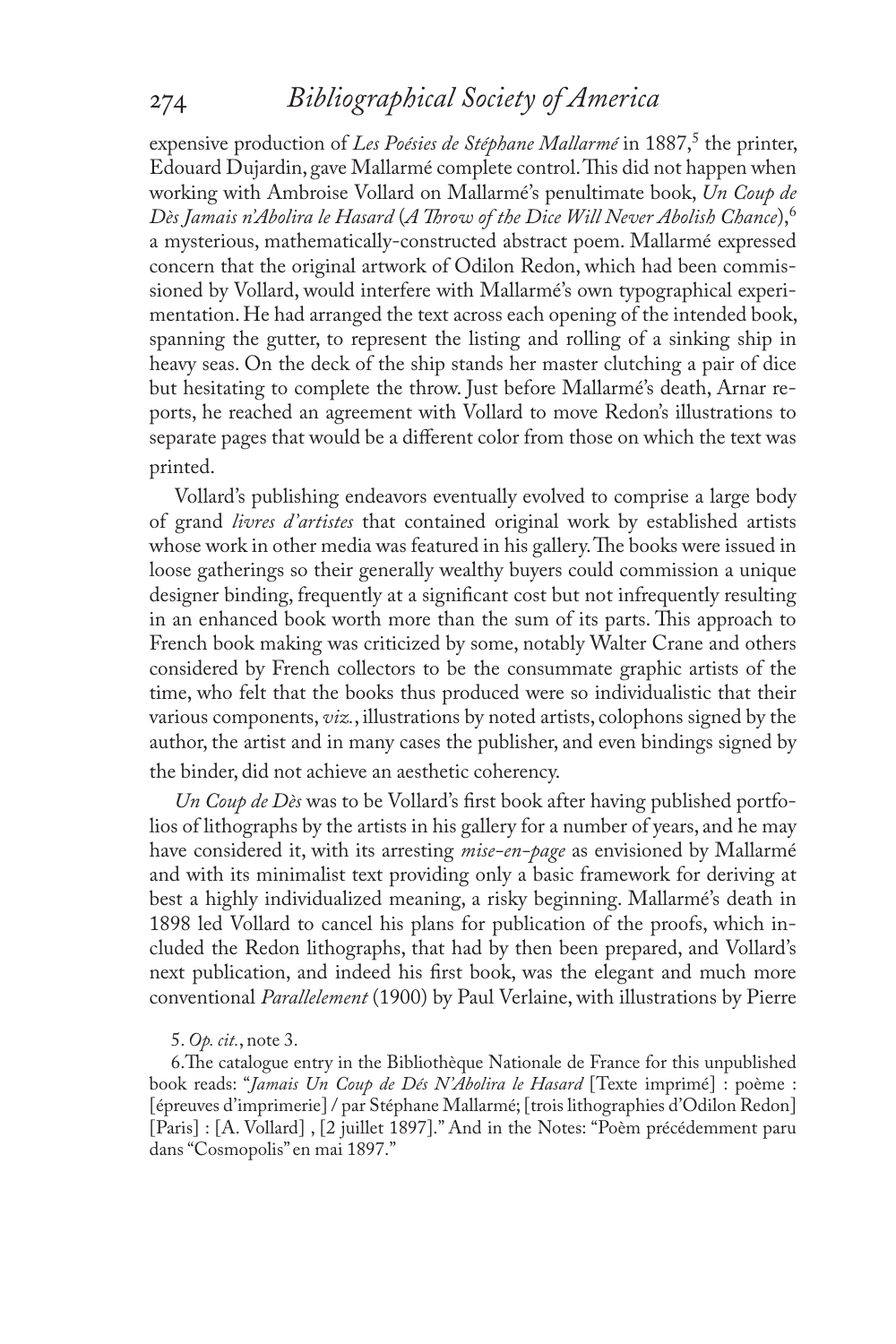expensive production of *Les Poésies de Stéphane Mallarmé* in 1887,[5] the printer, Edouard Dujardin, gave Mallarmé complete control. This did not happen when working with Ambroise Vollard on Mallarmé's penultimate book, *Un Coup de Dès Jamais n'Abolira le Hasard* (*A Throw of the Dice Will Never Abolish Chance*),[6] a mysterious, mathematically-constructed abstract poem. Mallarmé expressed concern that the original artwork of Odilon Redon, which had been commissioned by Vollard, would interfere with Mallarmé's own typographical experimentation. He had arranged the text across each opening of the intended book, spanning the gutter, to represent the listing and rolling of a sinking ship in heavy seas. On the deck of the ship stands her master clutching a pair of dice but hesitating to complete the throw. Just before Mallarmé's death, Arnar reports, he reached an agreement with Vollard to move Redon's illustrations to separate pages that would be a different color from those on which the text was printed.

Vollard's publishing endeavors eventually evolved to comprise a large body of grand *livres d'artistes* that contained original work by established artists whose work in other media was featured in his gallery. The books were issued in loose gatherings so their generally wealthy buyers could commission a unique designer binding, frequently at a significant cost but not infrequently resulting in an enhanced book worth more than the sum of its parts. This approach to French book making was criticized by some, notably Walter Crane and others considered by French collectors to be the consummate graphic artists of the time, who felt that the books thus produced were so individualistic that their various components, *viz.*, illustrations by noted artists, colophons signed by the author, the artist and in many cases the publisher, and even bindings signed by the binder, did not achieve an aesthetic coherency.

*Un Coup de Dès* was to be Vollard's first book after having published portfolios of lithographs by the artists in his gallery for a number of years, and he may have considered it, with its arresting *mise-en-page* as envisioned by Mallarmé and with its minimalist text providing only a basic framework for deriving at best a highly individualized meaning, a risky beginning. Mallarmé's death in 1898 led Vollard to cancel his plans for publication of the proofs, which included the Redon lithographs, that had by then been prepared, and Vollard's next publication, and indeed his first book, was the elegant and much more conventional *Parallelement* (1900) by Paul Verlaine, with illustrations by Pierre

5. *Op. cit.*, note 3.

6. The catalogue entry in the Bibliothèque Nationale de France for this unpublished book reads: "*Jamais Un Coup de Dés N'Abolira le Hasard* [Texte imprimé] : poème : [épreuves d'imprimerie] / par Stéphane Mallarmé; [trois lithographies d'Odilon Redon] [Paris] : [A. Vollard] , [2 juillet 1897]." And in the Notes: "Poèm précédemment paru dans "Cosmopolis" en mai 1897."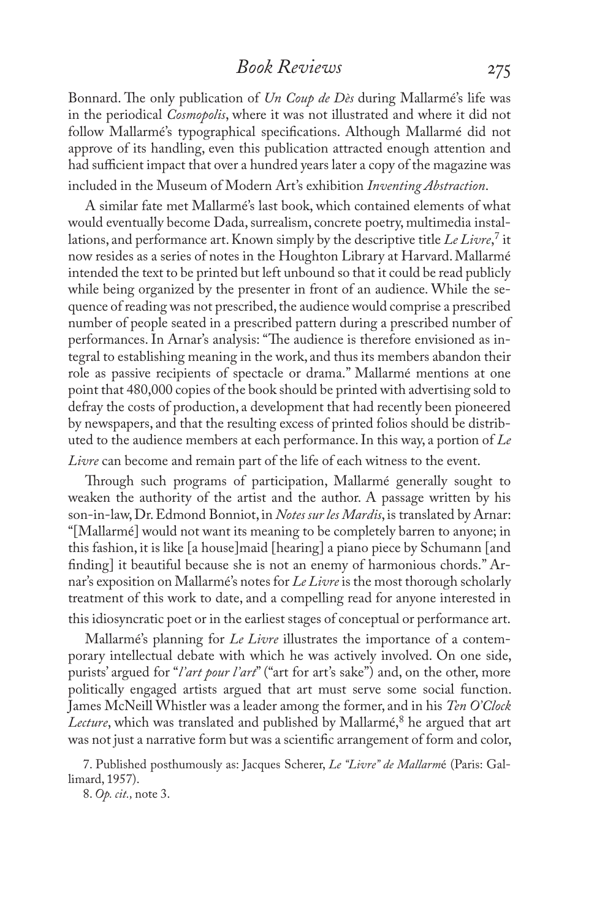Bonnard. The only publication of *Un Coup de Dès* during Mallarmé's life was in the periodical *Cosmopolis*, where it was not illustrated and where it did not follow Mallarmé's typographical specifications. Although Mallarmé did not approve of its handling, even this publication attracted enough attention and had sufficient impact that over a hundred years later a copy of the magazine was included in the Museum of Modern Art's exhibition *Inventing Abstraction*.

A similar fate met Mallarmé's last book, which contained elements of what would eventually become Dada, surrealism, concrete poetry, multimedia installations, and performance art. Known simply by the descriptive title *Le Livre*,[7] it now resides as a series of notes in the Houghton Library at Harvard. Mallarmé intended the text to be printed but left unbound so that it could be read publicly while being organized by the presenter in front of an audience. While the sequence of reading was not prescribed, the audience would comprise a prescribed number of people seated in a prescribed pattern during a prescribed number of performances. In Arnar's analysis: "The audience is therefore envisioned as integral to establishing meaning in the work, and thus its members abandon their role as passive recipients of spectacle or drama." Mallarmé mentions at one point that 480,000 copies of the book should be printed with advertising sold to defray the costs of production, a development that had recently been pioneered by newspapers, and that the resulting excess of printed folios should be distributed to the audience members at each performance. In this way, a portion of *Le Livre* can become and remain part of the life of each witness to the event.

Through such programs of participation, Mallarmé generally sought to weaken the authority of the artist and the author. A passage written by his son-in-law, Dr. Edmond Bonniot, in *Notes sur les Mardis*, is translated by Arnar: "[Mallarmé] would not want its meaning to be completely barren to anyone; in this fashion, it is like [a house]maid [hearing] a piano piece by Schumann [and finding] it beautiful because she is not an enemy of harmonious chords." Arnar's exposition on Mallarmé's notes for *Le Livre* is the most thorough scholarly treatment of this work to date, and a compelling read for anyone interested in this idiosyncratic poet or in the earliest stages of conceptual or performance art.

Mallarmé's planning for *Le Livre* illustrates the importance of a contemporary intellectual debate with which he was actively involved. On one side, purists' argued for "*l'art pour l'art*" ("art for art's sake") and, on the other, more politically engaged artists argued that art must serve some social function. James McNeill Whistler was a leader among the former, and in his *Ten O'Clock Lecture*, which was translated and published by Mallarmé,[8] he argued that art was not just a narrative form but was a scientific arrangement of form and color,

7. Published posthumously as: Jacques Scherer, *Le "Livre" de Mallarm*é (Paris: Gallimard, 1957).

8. *Op. cit.*, note 3.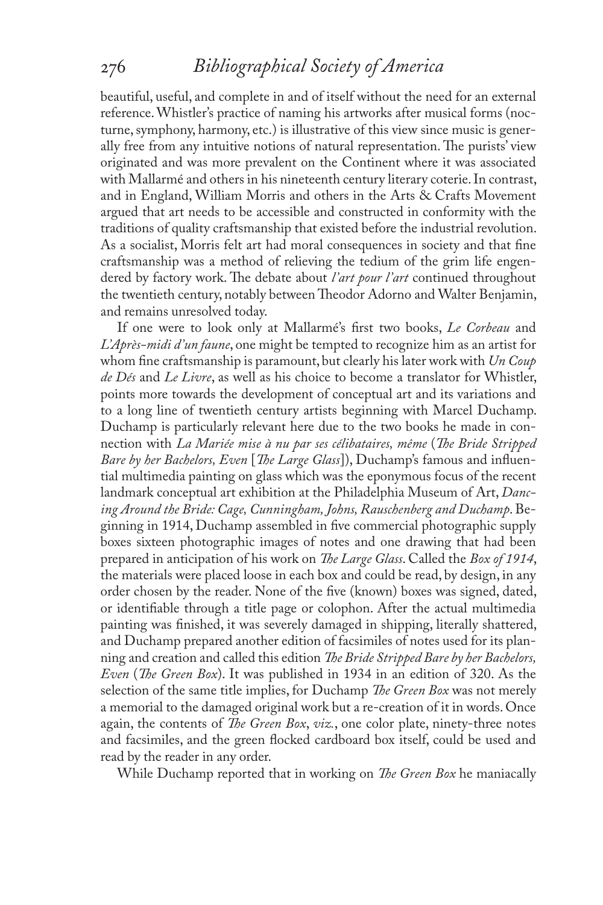beautiful, useful, and complete in and of itself without the need for an external reference. Whistler's practice of naming his artworks after musical forms (nocturne, symphony, harmony, etc.) is illustrative of this view since music is generally free from any intuitive notions of natural representation. The purists' view originated and was more prevalent on the Continent where it was associated with Mallarmé and others in his nineteenth century literary coterie. In contrast, and in England, William Morris and others in the Arts & Crafts Movement argued that art needs to be accessible and constructed in conformity with the traditions of quality craftsmanship that existed before the industrial revolution. As a socialist, Morris felt art had moral consequences in society and that fine craftsmanship was a method of relieving the tedium of the grim life engendered by factory work. The debate about *l'art pour l'art* continued throughout the twentieth century, notably between Theodor Adorno and Walter Benjamin, and remains unresolved today.

If one were to look only at Mallarmé's first two books, *Le Corbeau* and *L'Après-midi d'un faune*, one might be tempted to recognize him as an artist for whom fine craftsmanship is paramount, but clearly his later work with *Un Coup de Dés* and *Le Livre*, as well as his choice to become a translator for Whistler, points more towards the development of conceptual art and its variations and to a long line of twentieth century artists beginning with Marcel Duchamp. Duchamp is particularly relevant here due to the two books he made in connection with *La Mariée mise à nu par ses célibataires, même* (*The Bride Stripped Bare by her Bachelors, Even* [*The Large Glass*]), Duchamp's famous and influential multimedia painting on glass which was the eponymous focus of the recent landmark conceptual art exhibition at the Philadelphia Museum of Art, *Dancing Around the Bride: Cage, Cunningham, Johns, Rauschenberg and Duchamp*. Beginning in 1914, Duchamp assembled in five commercial photographic supply boxes sixteen photographic images of notes and one drawing that had been prepared in anticipation of his work on *The Large Glass*. Called the *Box of 1914*, the materials were placed loose in each box and could be read, by design, in any order chosen by the reader. None of the five (known) boxes was signed, dated, or identifiable through a title page or colophon. After the actual multimedia painting was finished, it was severely damaged in shipping, literally shattered, and Duchamp prepared another edition of facsimiles of notes used for its planning and creation and called this edition *The Bride Stripped Bare by her Bachelors, Even* (*The Green Box*). It was published in 1934 in an edition of 320. As the selection of the same title implies, for Duchamp *The Green Box* was not merely a memorial to the damaged original work but a re-creation of it in words. Once again, the contents of *The Green Box*, *viz.*, one color plate, ninety-three notes and facsimiles, and the green flocked cardboard box itself, could be used and read by the reader in any order.

While Duchamp reported that in working on *The Green Box* he maniacally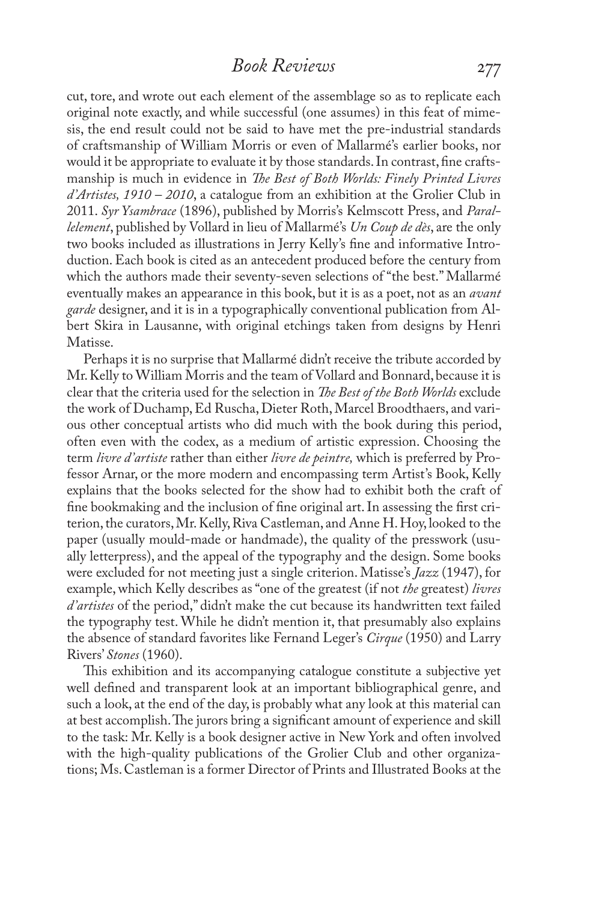cut, tore, and wrote out each element of the assemblage so as to replicate each original note exactly, and while successful (one assumes) in this feat of mimesis, the end result could not be said to have met the pre-industrial standards of craftsmanship of William Morris or even of Mallarmé's earlier books, nor would it be appropriate to evaluate it by those standards. In contrast, fine craftsmanship is much in evidence in *The Best of Both Worlds: Finely Printed Livres d'Artistes, 1910 – 2010*, a catalogue from an exhibition at the Grolier Club in 2011. *Syr Ysambrace* (1896), published by Morris's Kelmscott Press, and *Parallelement*, published by Vollard in lieu of Mallarmé's *Un Coup de dès*, are the only two books included as illustrations in Jerry Kelly's fine and informative Introduction. Each book is cited as an antecedent produced before the century from which the authors made their seventy-seven selections of "the best." Mallarmé eventually makes an appearance in this book, but it is as a poet, not as an *avant garde* designer, and it is in a typographically conventional publication from Albert Skira in Lausanne, with original etchings taken from designs by Henri Matisse.

Perhaps it is no surprise that Mallarmé didn't receive the tribute accorded by Mr. Kelly to William Morris and the team of Vollard and Bonnard, because it is clear that the criteria used for the selection in *The Best of the Both Worlds* exclude the work of Duchamp, Ed Ruscha, Dieter Roth, Marcel Broodthaers, and various other conceptual artists who did much with the book during this period, often even with the codex, as a medium of artistic expression. Choosing the term *livre d'artiste* rather than either *livre de peintre,* which is preferred by Professor Arnar, or the more modern and encompassing term Artist's Book, Kelly explains that the books selected for the show had to exhibit both the craft of fine bookmaking and the inclusion of fine original art. In assessing the first criterion, the curators, Mr. Kelly, Riva Castleman, and Anne H. Hoy, looked to the paper (usually mould-made or handmade), the quality of the presswork (usually letterpress), and the appeal of the typography and the design. Some books were excluded for not meeting just a single criterion. Matisse's *Jazz* (1947), for example, which Kelly describes as "one of the greatest (if not *the* greatest) *livres d'artistes* of the period," didn't make the cut because its handwritten text failed the typography test. While he didn't mention it, that presumably also explains the absence of standard favorites like Fernand Leger's *Cirque* (1950) and Larry Rivers' *Stones* (1960).

This exhibition and its accompanying catalogue constitute a subjective yet well defined and transparent look at an important bibliographical genre, and such a look, at the end of the day, is probably what any look at this material can at best accomplish. The jurors bring a significant amount of experience and skill to the task: Mr. Kelly is a book designer active in New York and often involved with the high-quality publications of the Grolier Club and other organizations; Ms. Castleman is a former Director of Prints and Illustrated Books at the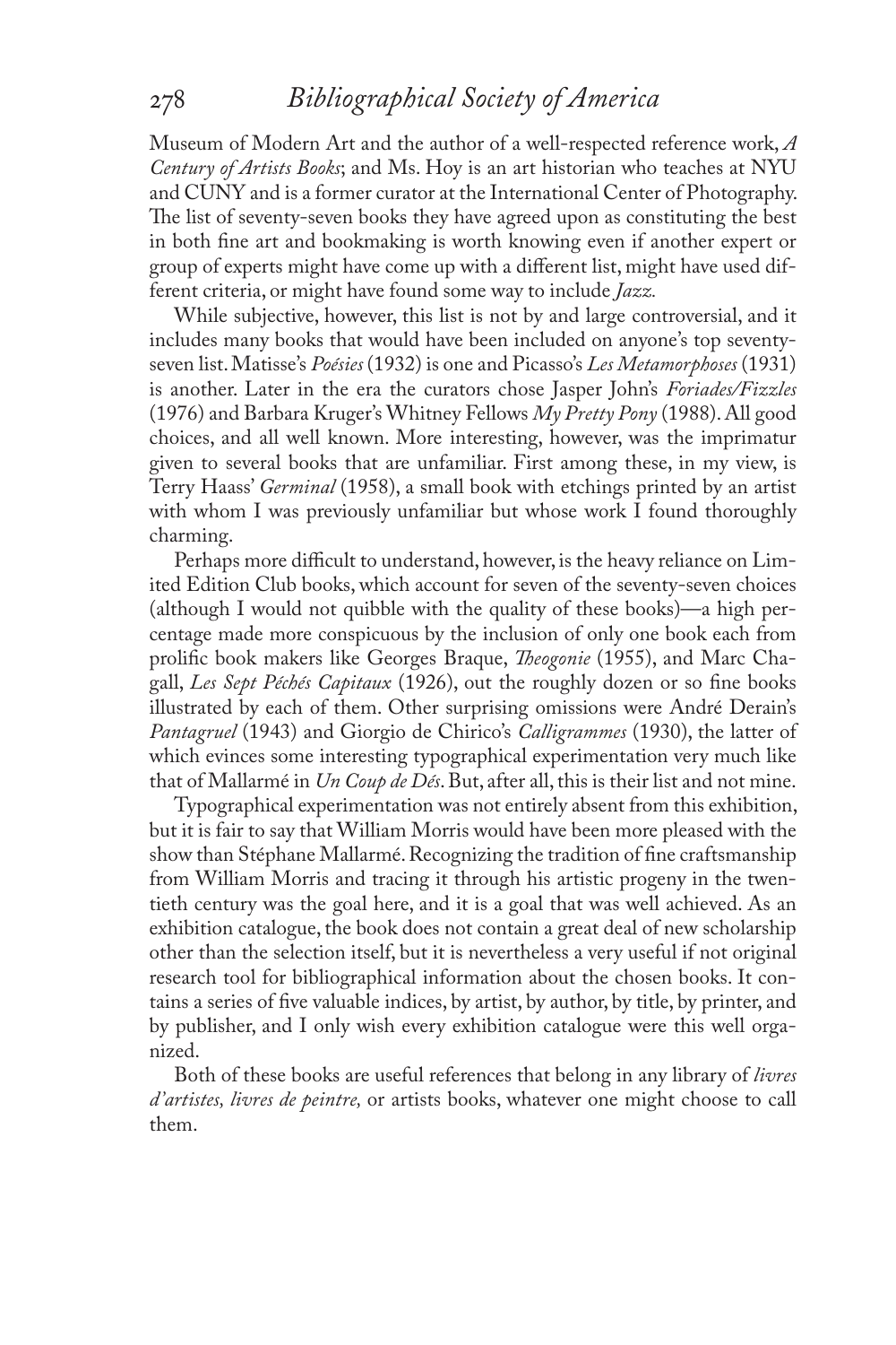Museum of Modern Art and the author of a well-respected reference work, *A Century of Artists Books*; and Ms. Hoy is an art historian who teaches at NYU and CUNY and is a former curator at the International Center of Photography. The list of seventy-seven books they have agreed upon as constituting the best in both fine art and bookmaking is worth knowing even if another expert or group of experts might have come up with a different list, might have used different criteria, or might have found some way to include *Jazz*.

While subjective, however, this list is not by and large controversial, and it includes many books that would have been included on anyone's top seventy-seven list. Matisse's *Poésies* (1932) is one and Picasso's *Les Metamorphoses* (1931) is another. Later in the era the curators chose Jasper John's *Foriades/Fizzles* (1976) and Barbara Kruger's Whitney Fellows *My Pretty Pony* (1988). All good choices, and all well known. More interesting, however, was the imprimatur given to several books that are unfamiliar. First among these, in my view, is Terry Haass' *Germinal* (1958), a small book with etchings printed by an artist with whom I was previously unfamiliar but whose work I found thoroughly charming.

Perhaps more difficult to understand, however, is the heavy reliance on Limited Edition Club books, which account for seven of the seventy-seven choices (although I would not quibble with the quality of these books)—a high percentage made more conspicuous by the inclusion of only one book each from prolific book makers like Georges Braque, *Theogonie* (1955), and Marc Chagall, *Les Sept Péchés Capitaux* (1926), out the roughly dozen or so fine books illustrated by each of them. Other surprising omissions were André Derain's *Pantagruel* (1943) and Giorgio de Chirico's *Calligrammes* (1930), the latter of which evinces some interesting typographical experimentation very much like that of Mallarmé in *Un Coup de Dés*. But, after all, this is their list and not mine.

Typographical experimentation was not entirely absent from this exhibition, but it is fair to say that William Morris would have been more pleased with the show than Stéphane Mallarmé. Recognizing the tradition of fine craftsmanship from William Morris and tracing it through his artistic progeny in the twentieth century was the goal here, and it is a goal that was well achieved. As an exhibition catalogue, the book does not contain a great deal of new scholarship other than the selection itself, but it is nevertheless a very useful if not original research tool for bibliographical information about the chosen books. It contains a series of five valuable indices, by artist, by author, by title, by printer, and by publisher, and I only wish every exhibition catalogue were this well organized.

Both of these books are useful references that belong in any library of *livres d'artistes, livres de peintre,* or artists books, whatever one might choose to call them.